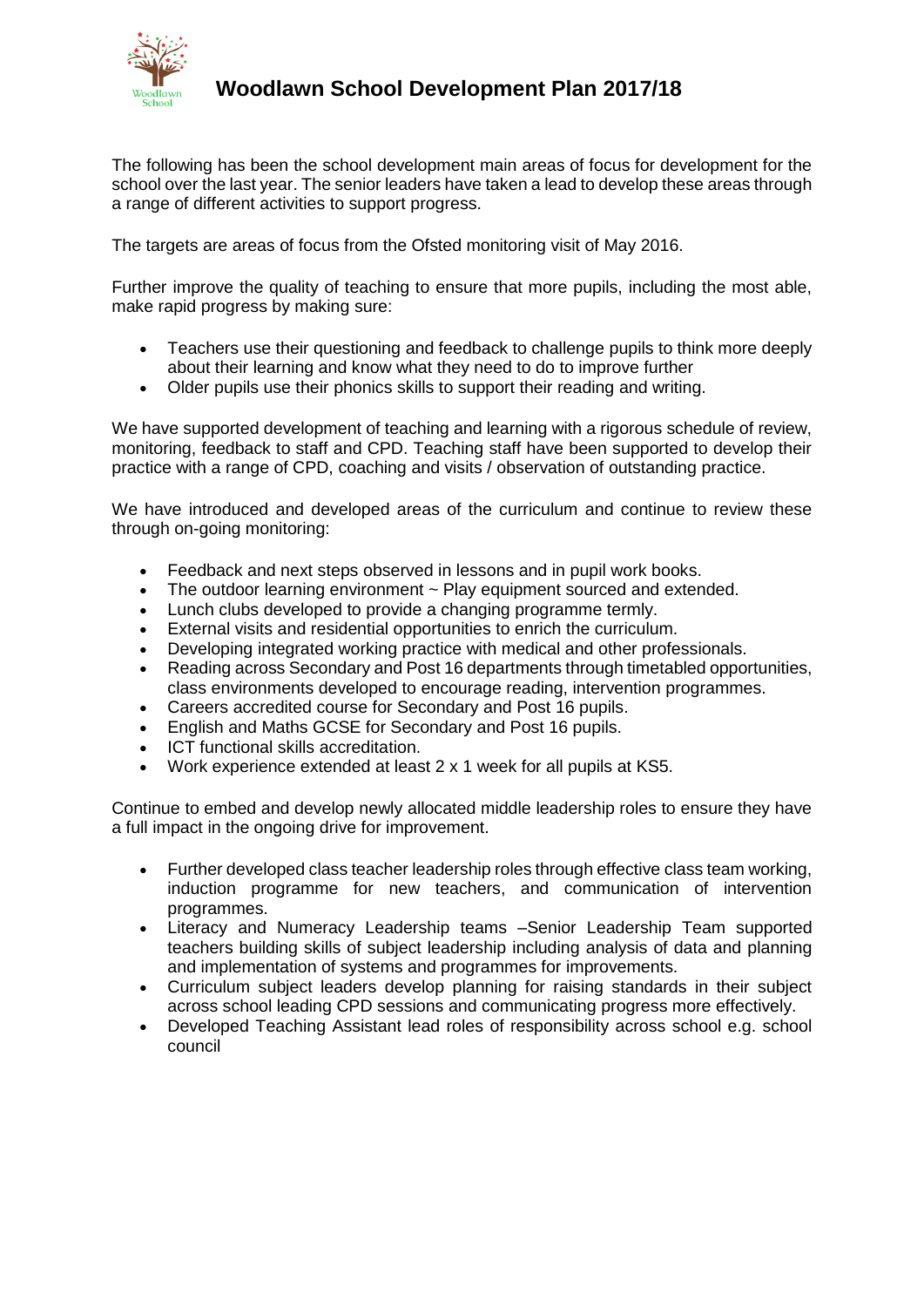# Woodlawn School Development Plan 2017/18

The following has been the school development main areas of focus for development for the school over the last year. The senior leaders have taken a lead to develop these areas through a range of different activities to support progress.

The targets are areas of focus from the Ofsted monitoring visit of May 2016.

Further improve the quality of teaching to ensure that more pupils, including the most able, make rapid progress by making sure:

- Teachers use their questioning and feedback to challenge pupils to think more deeply about their learning and know what they need to do to improve further
- Older pupils use their phonics skills to support their reading and writing.

We have supported development of teaching and learning with a rigorous schedule of review, monitoring, feedback to staff and CPD. Teaching staff have been supported to develop their practice with a range of CPD, coaching and visits / observation of outstanding practice.

We have introduced and developed areas of the curriculum and continue to review these through on-going monitoring:

- Feedback and next steps observed in lessons and in pupil work books.
- The outdoor learning environment ~ Play equipment sourced and extended.
- Lunch clubs developed to provide a changing programme termly.
- External visits and residential opportunities to enrich the curriculum.
- Developing integrated working practice with medical and other professionals.
- Reading across Secondary and Post 16 departments through timetabled opportunities, class environments developed to encourage reading, intervention programmes.
- Careers accredited course for Secondary and Post 16 pupils.
- English and Maths GCSE for Secondary and Post 16 pupils.
- ICT functional skills accreditation.
- Work experience extended at least 2 x 1 week for all pupils at KS5.

Continue to embed and develop newly allocated middle leadership roles to ensure they have a full impact in the ongoing drive for improvement.

- Further developed class teacher leadership roles through effective class team working, induction programme for new teachers, and communication of intervention programmes.
- Literacy and Numeracy Leadership teams –Senior Leadership Team supported teachers building skills of subject leadership including analysis of data and planning and implementation of systems and programmes for improvements.
- Curriculum subject leaders develop planning for raising standards in their subject across school leading CPD sessions and communicating progress more effectively.
- Developed Teaching Assistant lead roles of responsibility across school e.g. school council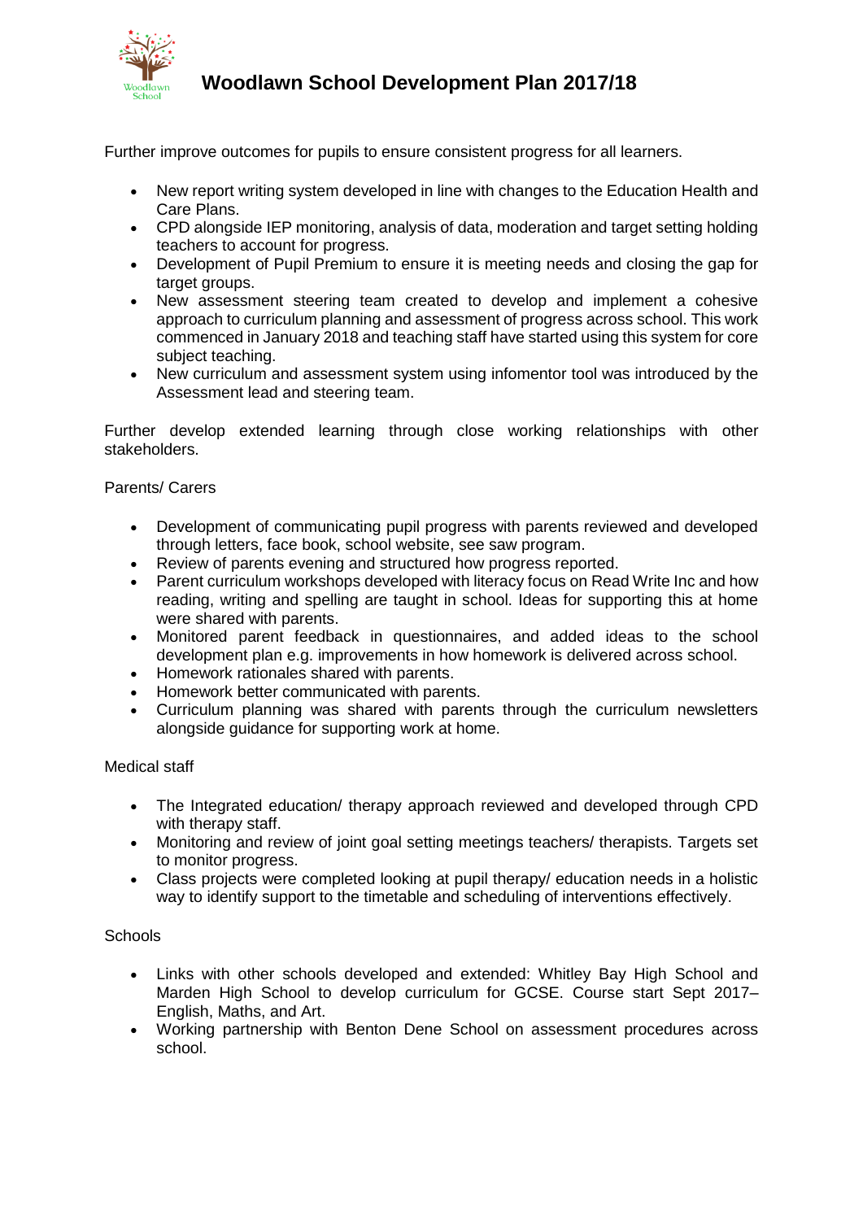# Woodlawn School Development Plan 2017/18

Further improve outcomes for pupils to ensure consistent progress for all learners.

- New report writing system developed in line with changes to the Education Health and Care Plans.
- CPD alongside IEP monitoring, analysis of data, moderation and target setting holding teachers to account for progress.
- Development of Pupil Premium to ensure it is meeting needs and closing the gap for target groups.
- New assessment steering team created to develop and implement a cohesive approach to curriculum planning and assessment of progress across school. This work commenced in January 2018 and teaching staff have started using this system for core subject teaching.
- New curriculum and assessment system using infomentor tool was introduced by the Assessment lead and steering team.

Further develop extended learning through close working relationships with other stakeholders.

Parents/ Carers

- Development of communicating pupil progress with parents reviewed and developed through letters, face book, school website, see saw program.
- Review of parents evening and structured how progress reported.
- Parent curriculum workshops developed with literacy focus on Read Write Inc and how reading, writing and spelling are taught in school. Ideas for supporting this at home were shared with parents.
- Monitored parent feedback in questionnaires, and added ideas to the school development plan e.g. improvements in how homework is delivered across school.
- Homework rationales shared with parents.
- Homework better communicated with parents.
- Curriculum planning was shared with parents through the curriculum newsletters alongside guidance for supporting work at home.

Medical staff

- The Integrated education/ therapy approach reviewed and developed through CPD with therapy staff.
- Monitoring and review of joint goal setting meetings teachers/ therapists. Targets set to monitor progress.
- Class projects were completed looking at pupil therapy/ education needs in a holistic way to identify support to the timetable and scheduling of interventions effectively.

Schools

- Links with other schools developed and extended: Whitley Bay High School and Marden High School to develop curriculum for GCSE. Course start Sept 2017– English, Maths, and Art.
- Working partnership with Benton Dene School on assessment procedures across school.